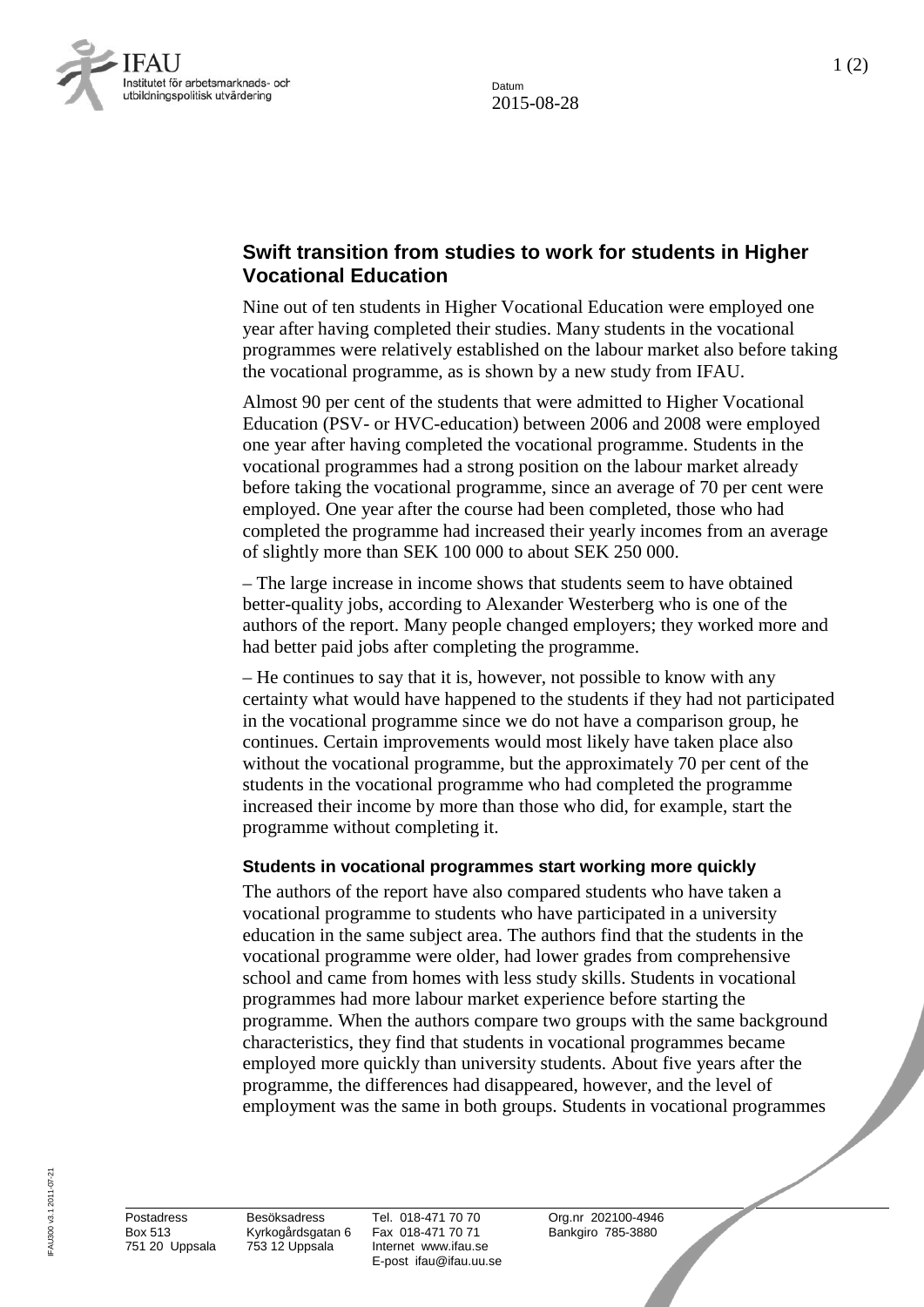Datum
2015-08-28

## Swift transition from studies to work for students in Higher Vocational Education

Nine out of ten students in Higher Vocational Education were employed one year after having completed their studies. Many students in the vocational programmes were relatively established on the labour market also before taking the vocational programme, as is shown by a new study from IFAU.

Almost 90 per cent of the students that were admitted to Higher Vocational Education (PSV- or HVC-education) between 2006 and 2008 were employed one year after having completed the vocational programme. Students in the vocational programmes had a strong position on the labour market already before taking the vocational programme, since an average of 70 per cent were employed. One year after the course had been completed, those who had completed the programme had increased their yearly incomes from an average of slightly more than SEK 100 000 to about SEK 250 000.

– The large increase in income shows that students seem to have obtained better-quality jobs, according to Alexander Westerberg who is one of the authors of the report. Many people changed employers; they worked more and had better paid jobs after completing the programme.

– He continues to say that it is, however, not possible to know with any certainty what would have happened to the students if they had not participated in the vocational programme since we do not have a comparison group, he continues. Certain improvements would most likely have taken place also without the vocational programme, but the approximately 70 per cent of the students in the vocational programme who had completed the programme increased their income by more than those who did, for example, start the programme without completing it.

### Students in vocational programmes start working more quickly

The authors of the report have also compared students who have taken a vocational programme to students who have participated in a university education in the same subject area. The authors find that the students in the vocational programme were older, had lower grades from comprehensive school and came from homes with less study skills. Students in vocational programmes had more labour market experience before starting the programme. When the authors compare two groups with the same background characteristics, they find that students in vocational programmes became employed more quickly than university students. About five years after the programme, the differences had disappeared, however, and the level of employment was the same in both groups. Students in vocational programmes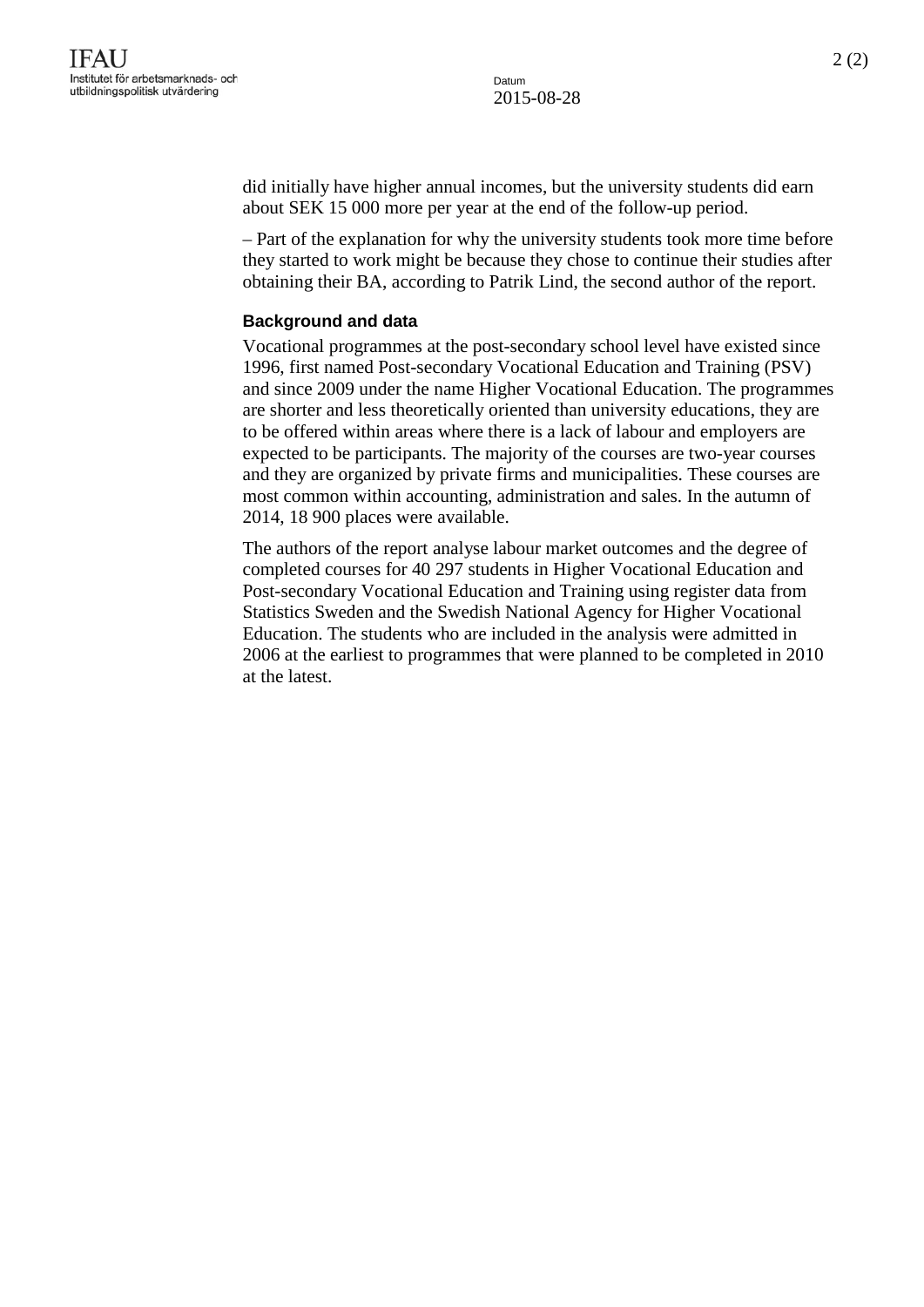did initially have higher annual incomes, but the university students did earn about SEK 15 000 more per year at the end of the follow-up period.

– Part of the explanation for why the university students took more time before they started to work might be because they chose to continue their studies after obtaining their BA, according to Patrik Lind, the second author of the report.

### Background and data

Vocational programmes at the post-secondary school level have existed since 1996, first named Post-secondary Vocational Education and Training (PSV) and since 2009 under the name Higher Vocational Education. The programmes are shorter and less theoretically oriented than university educations, they are to be offered within areas where there is a lack of labour and employers are expected to be participants. The majority of the courses are two-year courses and they are organized by private firms and municipalities. These courses are most common within accounting, administration and sales. In the autumn of 2014, 18 900 places were available.

The authors of the report analyse labour market outcomes and the degree of completed courses for 40 297 students in Higher Vocational Education and Post-secondary Vocational Education and Training using register data from Statistics Sweden and the Swedish National Agency for Higher Vocational Education. The students who are included in the analysis were admitted in 2006 at the earliest to programmes that were planned to be completed in 2010 at the latest.